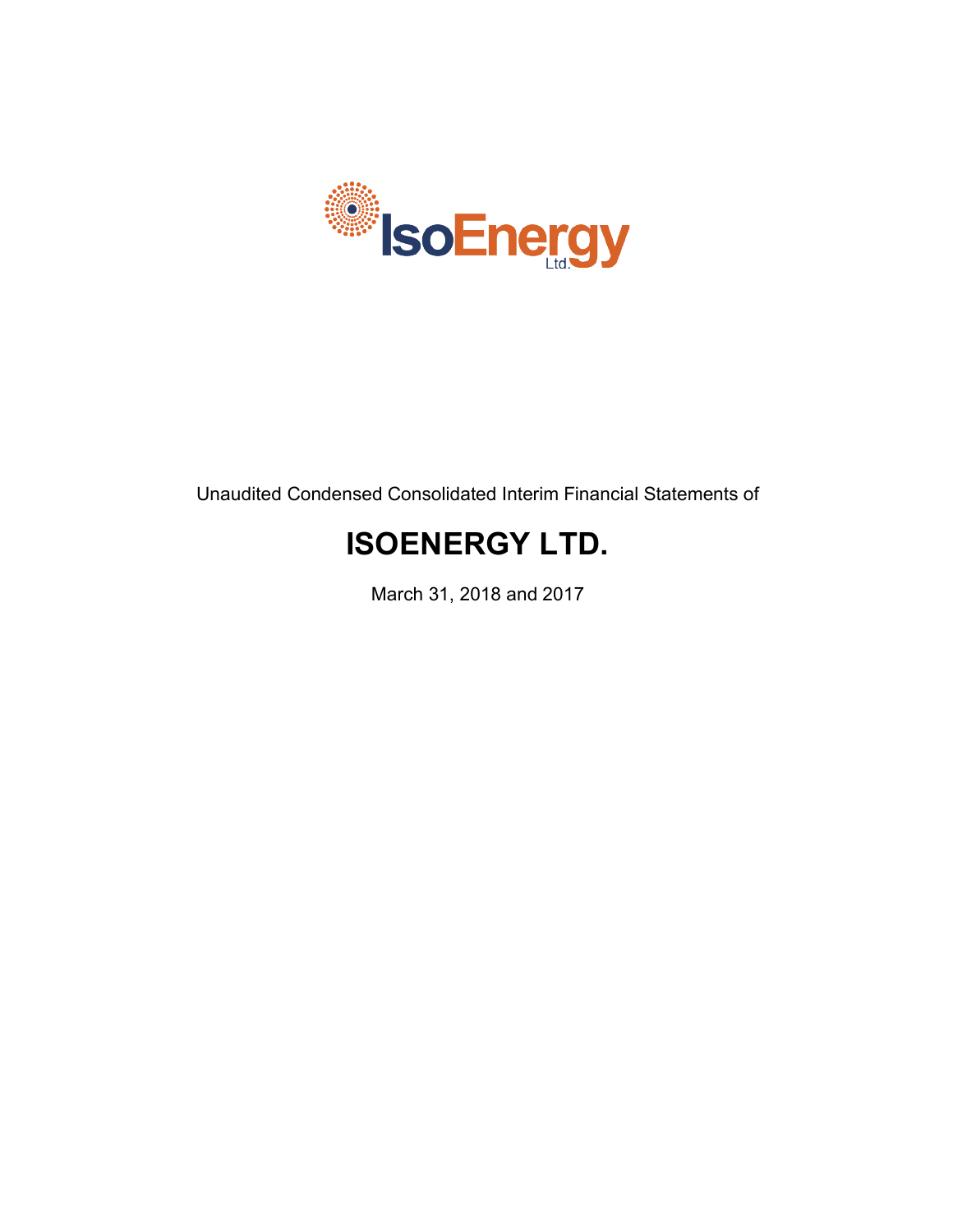IsoEnergy Ltd.

Unaudited Condensed Consolidated Interim Financial Statements of

# ISOENERGY LTD.

March 31, 2018 and 2017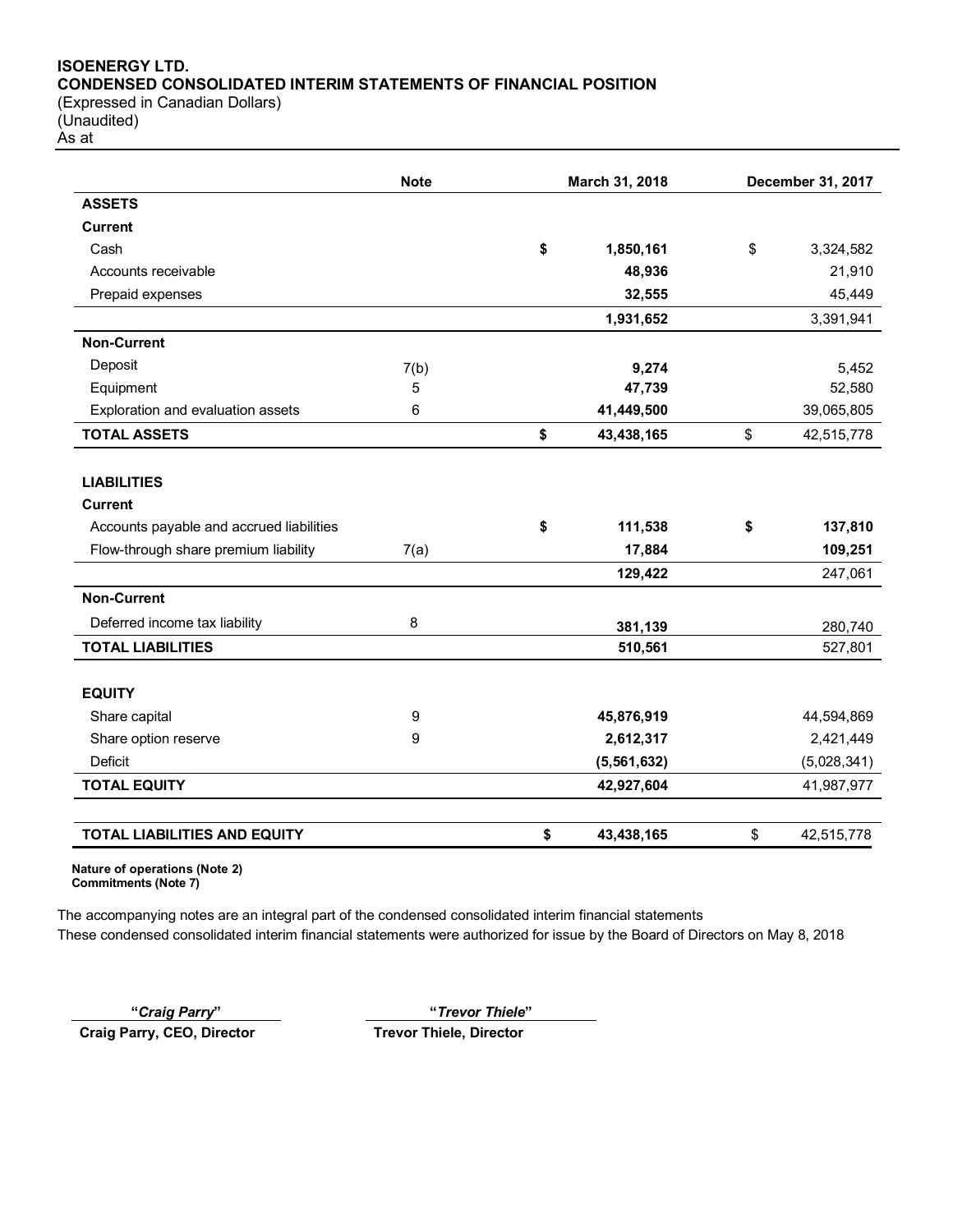**ISOENERGY LTD.**
**CONDENSED CONSOLIDATED INTERIM STATEMENTS OF FINANCIAL POSITION**
(Expressed in Canadian Dollars)
(Unaudited)
As at

| | Note | March 31, 2018 | December 31, 2017 |
|---|---|---|---|
| **ASSETS** | | | |
| **Current** | | | |
| Cash | | $ 1,850,161 | $ 3,324,582 |
| Accounts receivable | | 48,936 | 21,910 |
| Prepaid expenses | | 32,555 | 45,449 |
| | | 1,931,652 | 3,391,941 |
| **Non-Current** | | | |
| Deposit | 7(b) | 9,274 | 5,452 |
| Equipment | 5 | 47,739 | 52,580 |
| Exploration and evaluation assets | 6 | 41,449,500 | 39,065,805 |
| **TOTAL ASSETS** | | $ 43,438,165 | $ 42,515,778 |
| | | | |
| **LIABILITIES** | | | |
| **Current** | | | |
| Accounts payable and accrued liabilities | | $ 111,538 | $ 137,810 |
| Flow-through share premium liability | 7(a) | 17,884 | 109,251 |
| | | 129,422 | 247,061 |
| **Non-Current** | | | |
| Deferred income tax liability | 8 | 381,139 | 280,740 |
| **TOTAL LIABILITIES** | | 510,561 | 527,801 |
| | | | |
| **EQUITY** | | | |
| Share capital | 9 | 45,876,919 | 44,594,869 |
| Share option reserve | 9 | 2,612,317 | 2,421,449 |
| Deficit | | (5,561,632) | (5,028,341) |
| **TOTAL EQUITY** | | 42,927,604 | 41,987,977 |
| | | | |
| **TOTAL LIABILITIES AND EQUITY** | | $ 43,438,165 | $ 42,515,778 |

**Nature of operations (Note 2)**
**Commitments (Note 7)**

The accompanying notes are an integral part of the condensed consolidated interim financial statements
These condensed consolidated interim financial statements were authorized for issue by the Board of Directors on May 8, 2018

**"*Craig Parry*"**
**Craig Parry, CEO, Director**

**"*Trevor Thiele*"**
**Trevor Thiele, Director**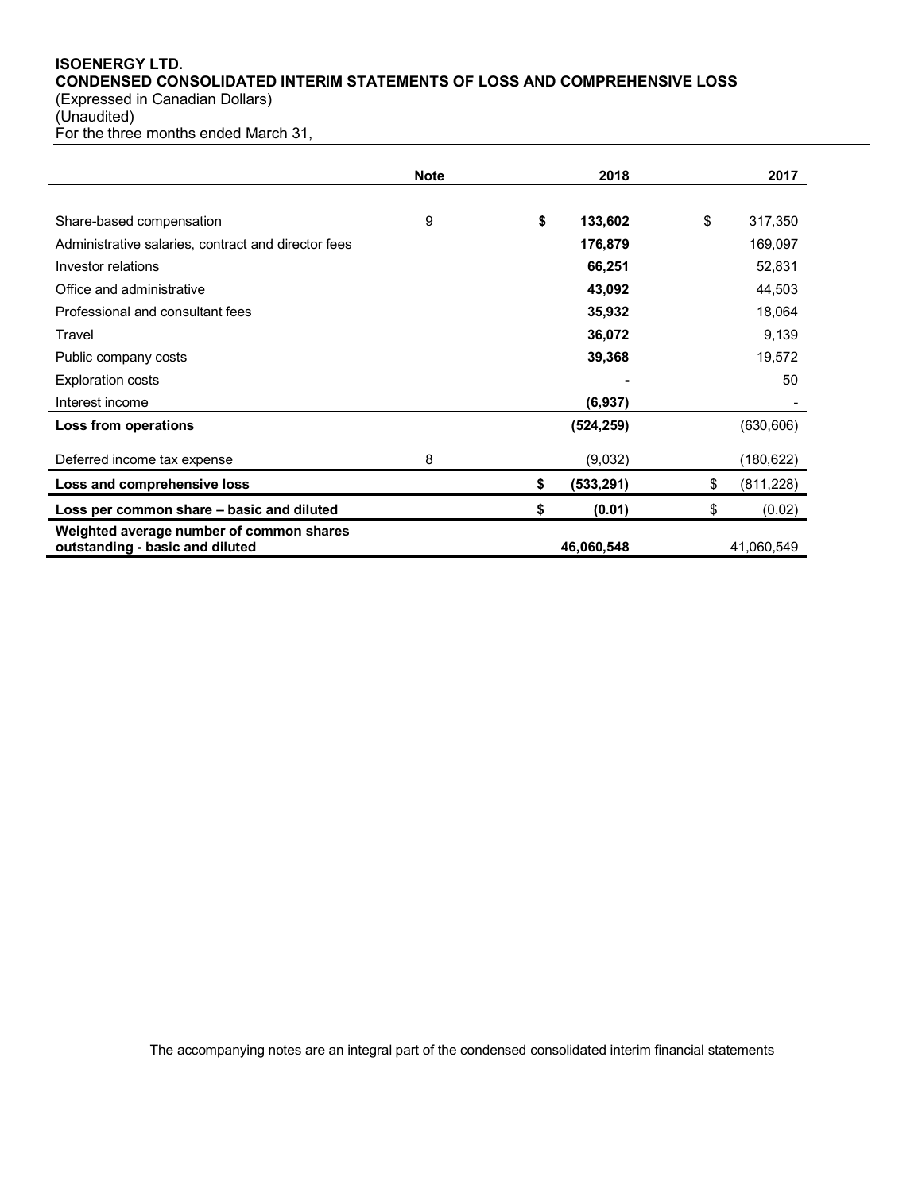**ISOENERGY LTD.**
**CONDENSED CONSOLIDATED INTERIM STATEMENTS OF LOSS AND COMPREHENSIVE LOSS**
(Expressed in Canadian Dollars)
(Unaudited)
For the three months ended March 31,

| | Note | 2018 | 2017 |
|---|---|---|---|
| Share-based compensation | 9 | **$ 133,602** | $ 317,350 |
| Administrative salaries, contract and director fees | | **176,879** | 169,097 |
| Investor relations | | **66,251** | 52,831 |
| Office and administrative | | **43,092** | 44,503 |
| Professional and consultant fees | | **35,932** | 18,064 |
| Travel | | **36,072** | 9,139 |
| Public company costs | | **39,368** | 19,572 |
| Exploration costs | | **-** | 50 |
| Interest income | | **(6,937)** | - |
| **Loss from operations** | | **(524,259)** | (630,606) |
| Deferred income tax expense | 8 | (9,032) | (180,622) |
| **Loss and comprehensive loss** | | **$ (533,291)** | $ (811,228) |
| **Loss per common share – basic and diluted** | | **$ (0.01)** | $ (0.02) |
| **Weighted average number of common shares outstanding - basic and diluted** | | **46,060,548** | 41,060,549 |

The accompanying notes are an integral part of the condensed consolidated interim financial statements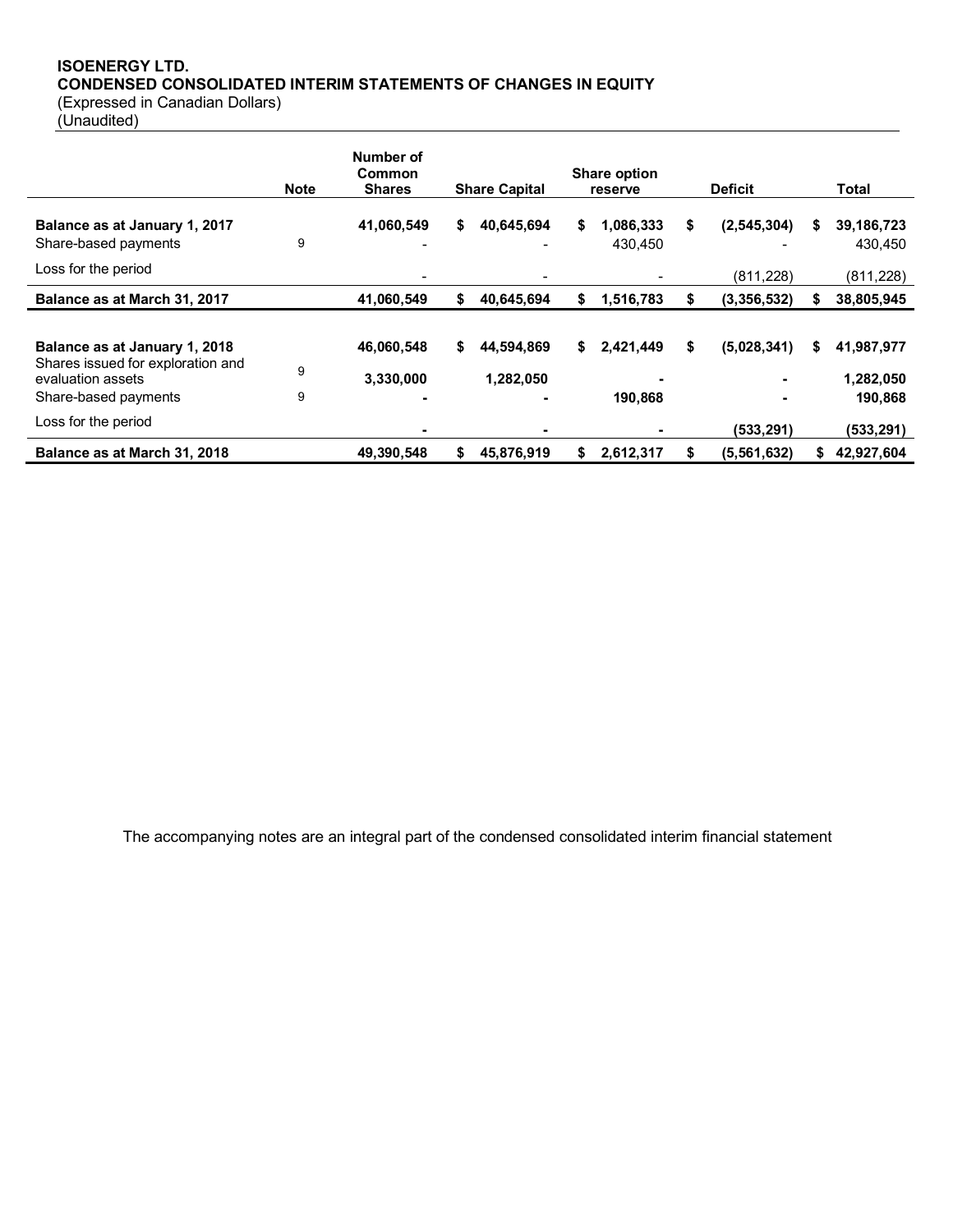**ISOENERGY LTD.**
**CONDENSED CONSOLIDATED INTERIM STATEMENTS OF CHANGES IN EQUITY**
(Expressed in Canadian Dollars)
(Unaudited)

| | Note | Number of Common Shares | Share Capital | Share option reserve | Deficit | Total |
|---|---|---|---|---|---|---|
| **Balance as at January 1, 2017** | | **41,060,549** | **$ 40,645,694** | **$ 1,086,333** | **$ (2,545,304)** | **$ 39,186,723** |
| Share-based payments | 9 | - | - | 430,450 | - | 430,450 |
| Loss for the period | | - | - | - | (811,228) | (811,228) |
| **Balance as at March 31, 2017** | | **41,060,549** | **$ 40,645,694** | **$ 1,516,783** | **$ (3,356,532)** | **$ 38,805,945** |
| | | | | | | |
| **Balance as at January 1, 2018** | | **46,060,548** | **$ 44,594,869** | **$ 2,421,449** | **$ (5,028,341)** | **$ 41,987,977** |
| Shares issued for exploration and evaluation assets | 9 | **3,330,000** | **1,282,050** | **-** | **-** | **1,282,050** |
| Share-based payments | 9 | **-** | **-** | **190,868** | **-** | **190,868** |
| Loss for the period | | **-** | **-** | **-** | **(533,291)** | **(533,291)** |
| **Balance as at March 31, 2018** | | **49,390,548** | **$ 45,876,919** | **$ 2,612,317** | **$ (5,561,632)** | **$ 42,927,604** |

The accompanying notes are an integral part of the condensed consolidated interim financial statement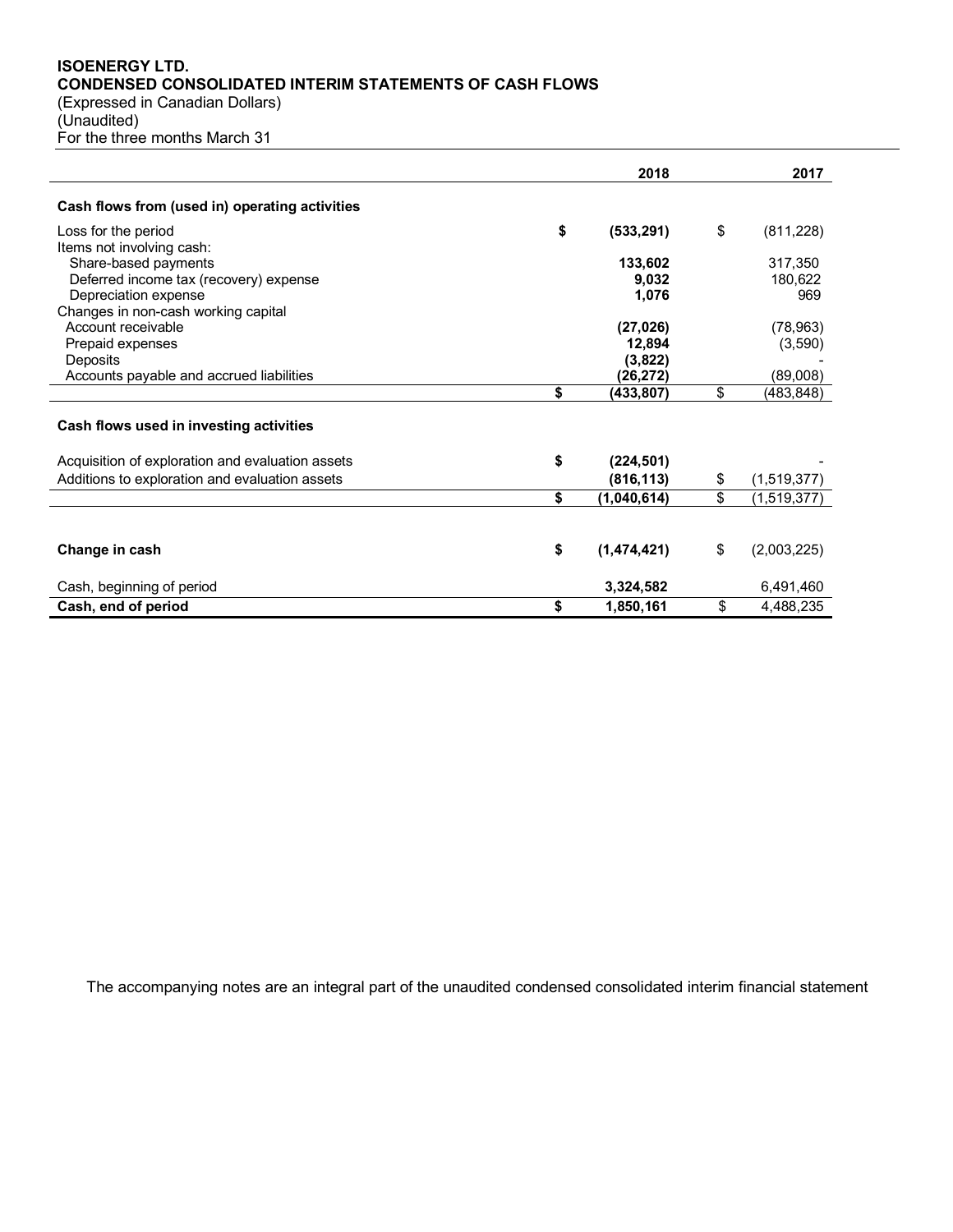**ISOENERGY LTD.**
**CONDENSED CONSOLIDATED INTERIM STATEMENTS OF CASH FLOWS**
(Expressed in Canadian Dollars)
(Unaudited)
For the three months March 31

| | 2018 | 2017 |
|---|---|---|
| **Cash flows from (used in) operating activities** | | |
| Loss for the period | $ (533,291) | $ (811,228) |
| Items not involving cash: | | |
| Share-based payments | 133,602 | 317,350 |
| Deferred income tax (recovery) expense | 9,032 | 180,622 |
| Depreciation expense | 1,076 | 969 |
| Changes in non-cash working capital | | |
| Account receivable | (27,026) | (78,963) |
| Prepaid expenses | 12,894 | (3,590) |
| Deposits | (3,822) | - |
| Accounts payable and accrued liabilities | (26,272) | (89,008) |
| | $ (433,807) | $ (483,848) |
| **Cash flows used in investing activities** | | |
| Acquisition of exploration and evaluation assets | $ (224,501) | - |
| Additions to exploration and evaluation assets | (816,113) | $ (1,519,377) |
| | $ (1,040,614) | $ (1,519,377) |
| **Change in cash** | $ (1,474,421) | $ (2,003,225) |
| Cash, beginning of period | 3,324,582 | 6,491,460 |
| **Cash, end of period** | $ 1,850,161 | $ 4,488,235 |

The accompanying notes are an integral part of the unaudited condensed consolidated interim financial statement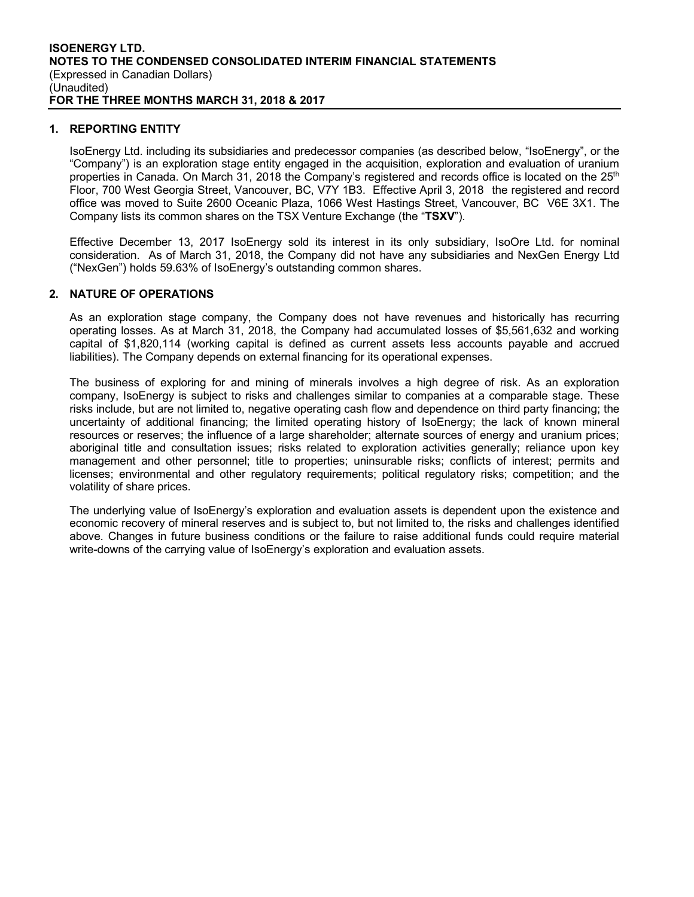## 1. REPORTING ENTITY

IsoEnergy Ltd. including its subsidiaries and predecessor companies (as described below, "IsoEnergy", or the "Company") is an exploration stage entity engaged in the acquisition, exploration and evaluation of uranium properties in Canada. On March 31, 2018 the Company's registered and records office is located on the 25th Floor, 700 West Georgia Street, Vancouver, BC, V7Y 1B3. Effective April 3, 2018 the registered and record office was moved to Suite 2600 Oceanic Plaza, 1066 West Hastings Street, Vancouver, BC V6E 3X1. The Company lists its common shares on the TSX Venture Exchange (the "**TSXV**").

Effective December 13, 2017 IsoEnergy sold its interest in its only subsidiary, IsoOre Ltd. for nominal consideration. As of March 31, 2018, the Company did not have any subsidiaries and NexGen Energy Ltd ("NexGen") holds 59.63% of IsoEnergy's outstanding common shares.

## 2. NATURE OF OPERATIONS

As an exploration stage company, the Company does not have revenues and historically has recurring operating losses. As at March 31, 2018, the Company had accumulated losses of $5,561,632 and working capital of $1,820,114 (working capital is defined as current assets less accounts payable and accrued liabilities). The Company depends on external financing for its operational expenses.

The business of exploring for and mining of minerals involves a high degree of risk. As an exploration company, IsoEnergy is subject to risks and challenges similar to companies at a comparable stage. These risks include, but are not limited to, negative operating cash flow and dependence on third party financing; the uncertainty of additional financing; the limited operating history of IsoEnergy; the lack of known mineral resources or reserves; the influence of a large shareholder; alternate sources of energy and uranium prices; aboriginal title and consultation issues; risks related to exploration activities generally; reliance upon key management and other personnel; title to properties; uninsurable risks; conflicts of interest; permits and licenses; environmental and other regulatory requirements; political regulatory risks; competition; and the volatility of share prices.

The underlying value of IsoEnergy's exploration and evaluation assets is dependent upon the existence and economic recovery of mineral reserves and is subject to, but not limited to, the risks and challenges identified above. Changes in future business conditions or the failure to raise additional funds could require material write-downs of the carrying value of IsoEnergy's exploration and evaluation assets.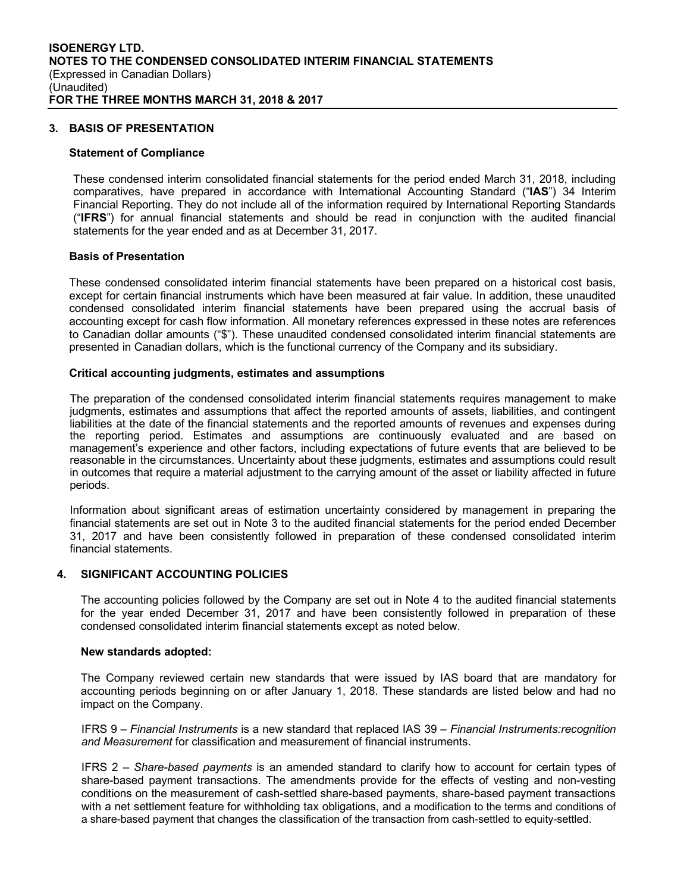## 3. BASIS OF PRESENTATION

### Statement of Compliance

These condensed interim consolidated financial statements for the period ended March 31, 2018, including comparatives, have prepared in accordance with International Accounting Standard ("**IAS**") 34 Interim Financial Reporting. They do not include all of the information required by International Reporting Standards ("**IFRS**") for annual financial statements and should be read in conjunction with the audited financial statements for the year ended and as at December 31, 2017.

### Basis of Presentation

These condensed consolidated interim financial statements have been prepared on a historical cost basis, except for certain financial instruments which have been measured at fair value. In addition, these unaudited condensed consolidated interim financial statements have been prepared using the accrual basis of accounting except for cash flow information. All monetary references expressed in these notes are references to Canadian dollar amounts ("$"). These unaudited condensed consolidated interim financial statements are presented in Canadian dollars, which is the functional currency of the Company and its subsidiary.

### Critical accounting judgments, estimates and assumptions

The preparation of the condensed consolidated interim financial statements requires management to make judgments, estimates and assumptions that affect the reported amounts of assets, liabilities, and contingent liabilities at the date of the financial statements and the reported amounts of revenues and expenses during the reporting period. Estimates and assumptions are continuously evaluated and are based on management's experience and other factors, including expectations of future events that are believed to be reasonable in the circumstances. Uncertainty about these judgments, estimates and assumptions could result in outcomes that require a material adjustment to the carrying amount of the asset or liability affected in future periods.

Information about significant areas of estimation uncertainty considered by management in preparing the financial statements are set out in Note 3 to the audited financial statements for the period ended December 31, 2017 and have been consistently followed in preparation of these condensed consolidated interim financial statements.

## 4. SIGNIFICANT ACCOUNTING POLICIES

The accounting policies followed by the Company are set out in Note 4 to the audited financial statements for the year ended December 31, 2017 and have been consistently followed in preparation of these condensed consolidated interim financial statements except as noted below.

### New standards adopted:

The Company reviewed certain new standards that were issued by IAS board that are mandatory for accounting periods beginning on or after January 1, 2018. These standards are listed below and had no impact on the Company.

IFRS 9 – *Financial Instruments* is a new standard that replaced IAS 39 – *Financial Instruments:recognition and Measurement* for classification and measurement of financial instruments.

IFRS 2 – *Share-based payments* is an amended standard to clarify how to account for certain types of share-based payment transactions. The amendments provide for the effects of vesting and non-vesting conditions on the measurement of cash-settled share-based payments, share-based payment transactions with a net settlement feature for withholding tax obligations, and a modification to the terms and conditions of a share-based payment that changes the classification of the transaction from cash-settled to equity-settled.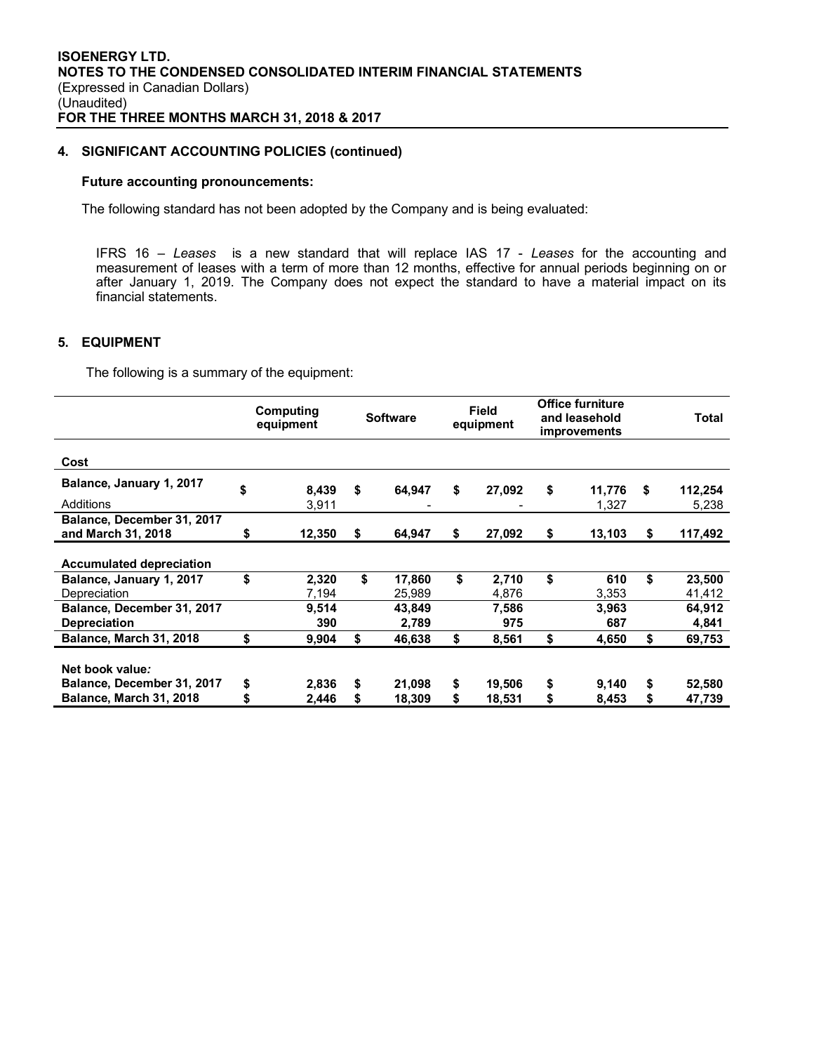**ISOENERGY LTD.**
**NOTES TO THE CONDENSED CONSOLIDATED INTERIM FINANCIAL STATEMENTS**
(Expressed in Canadian Dollars)
(Unaudited)
**FOR THE THREE MONTHS MARCH 31, 2018 & 2017**

## 4. SIGNIFICANT ACCOUNTING POLICIES (continued)

### Future accounting pronouncements:

The following standard has not been adopted by the Company and is being evaluated:

IFRS 16 – *Leases* is a new standard that will replace IAS 17 - *Leases* for the accounting and measurement of leases with a term of more than 12 months, effective for annual periods beginning on or after January 1, 2019. The Company does not expect the standard to have a material impact on its financial statements.

## 5. EQUIPMENT

The following is a summary of the equipment:

| | Computing equipment | Software | Field equipment | Office furniture and leasehold improvements | Total |
|---|---|---|---|---|---|
| **Cost** | | | | | |
| **Balance, January 1, 2017** | $ 8,439 | $ 64,947 | $ 27,092 | $ 11,776 | $ 112,254 |
| Additions | 3,911 | - | - | 1,327 | 5,238 |
| **Balance, December 31, 2017 and March 31, 2018** | $ 12,350 | $ 64,947 | $ 27,092 | $ 13,103 | $ 117,492 |
| **Accumulated depreciation** | | | | | |
| **Balance, January 1, 2017** | $ 2,320 | $ 17,860 | $ 2,710 | $ 610 | $ 23,500 |
| Depreciation | 7,194 | 25,989 | 4,876 | 3,353 | 41,412 |
| **Balance, December 31, 2017** | 9,514 | 43,849 | 7,586 | 3,963 | 64,912 |
| **Depreciation** | 390 | 2,789 | 975 | 687 | 4,841 |
| **Balance, March 31, 2018** | $ 9,904 | $ 46,638 | $ 8,561 | $ 4,650 | $ 69,753 |
| **Net book value:** | | | | | |
| **Balance, December 31, 2017** | $ 2,836 | $ 21,098 | $ 19,506 | $ 9,140 | $ 52,580 |
| **Balance, March 31, 2018** | $ 2,446 | $ 18,309 | $ 18,531 | $ 8,453 | $ 47,739 |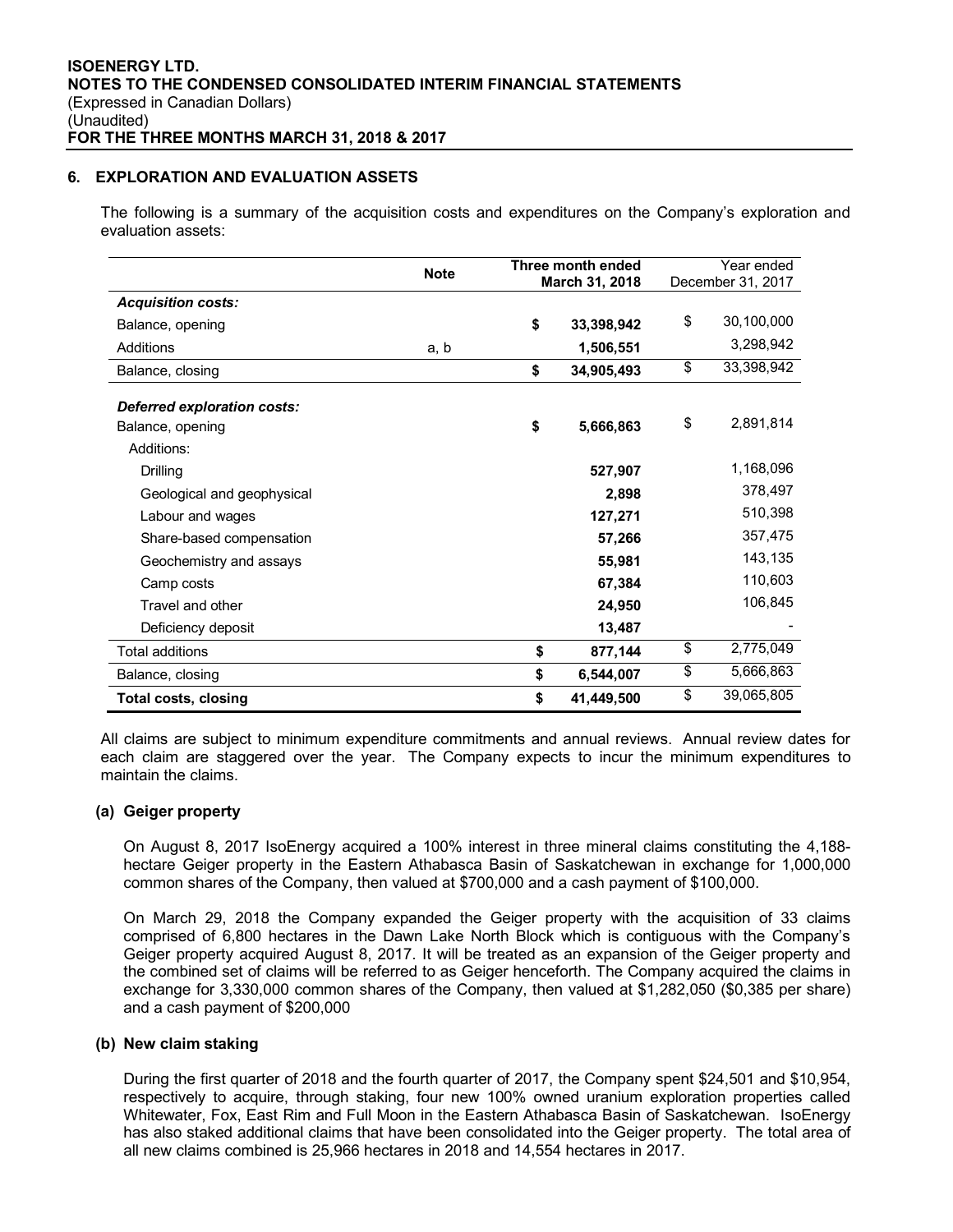## 6. EXPLORATION AND EVALUATION ASSETS

The following is a summary of the acquisition costs and expenditures on the Company's exploration and evaluation assets:

| | Note | Three month ended March 31, 2018 | Year ended December 31, 2017 |
|---|---|---|---|
| ***Acquisition costs:*** | | | |
| Balance, opening | | $ 33,398,942 | $ 30,100,000 |
| Additions | a, b | 1,506,551 | 3,298,942 |
| Balance, closing | | $ 34,905,493 | $ 33,398,942 |
| ***Deferred exploration costs:*** | | | |
| Balance, opening | | $ 5,666,863 | $ 2,891,814 |
| Additions: | | | |
| Drilling | | 527,907 | 1,168,096 |
| Geological and geophysical | | 2,898 | 378,497 |
| Labour and wages | | 127,271 | 510,398 |
| Share-based compensation | | 57,266 | 357,475 |
| Geochemistry and assays | | 55,981 | 143,135 |
| Camp costs | | 67,384 | 110,603 |
| Travel and other | | 24,950 | 106,845 |
| Deficiency deposit | | 13,487 | - |
| Total additions | | $ 877,144 | $ 2,775,049 |
| Balance, closing | | $ 6,544,007 | $ 5,666,863 |
| **Total costs, closing** | | $ 41,449,500 | $ 39,065,805 |

All claims are subject to minimum expenditure commitments and annual reviews. Annual review dates for each claim are staggered over the year. The Company expects to incur the minimum expenditures to maintain the claims.

### (a) Geiger property

On August 8, 2017 IsoEnergy acquired a 100% interest in three mineral claims constituting the 4,188-hectare Geiger property in the Eastern Athabasca Basin of Saskatchewan in exchange for 1,000,000 common shares of the Company, then valued at $700,000 and a cash payment of $100,000.

On March 29, 2018 the Company expanded the Geiger property with the acquisition of 33 claims comprised of 6,800 hectares in the Dawn Lake North Block which is contiguous with the Company's Geiger property acquired August 8, 2017. It will be treated as an expansion of the Geiger property and the combined set of claims will be referred to as Geiger henceforth. The Company acquired the claims in exchange for 3,330,000 common shares of the Company, then valued at $1,282,050 ($0,385 per share) and a cash payment of $200,000

### (b) New claim staking

During the first quarter of 2018 and the fourth quarter of 2017, the Company spent $24,501 and $10,954, respectively to acquire, through staking, four new 100% owned uranium exploration properties called Whitewater, Fox, East Rim and Full Moon in the Eastern Athabasca Basin of Saskatchewan. IsoEnergy has also staked additional claims that have been consolidated into the Geiger property. The total area of all new claims combined is 25,966 hectares in 2018 and 14,554 hectares in 2017.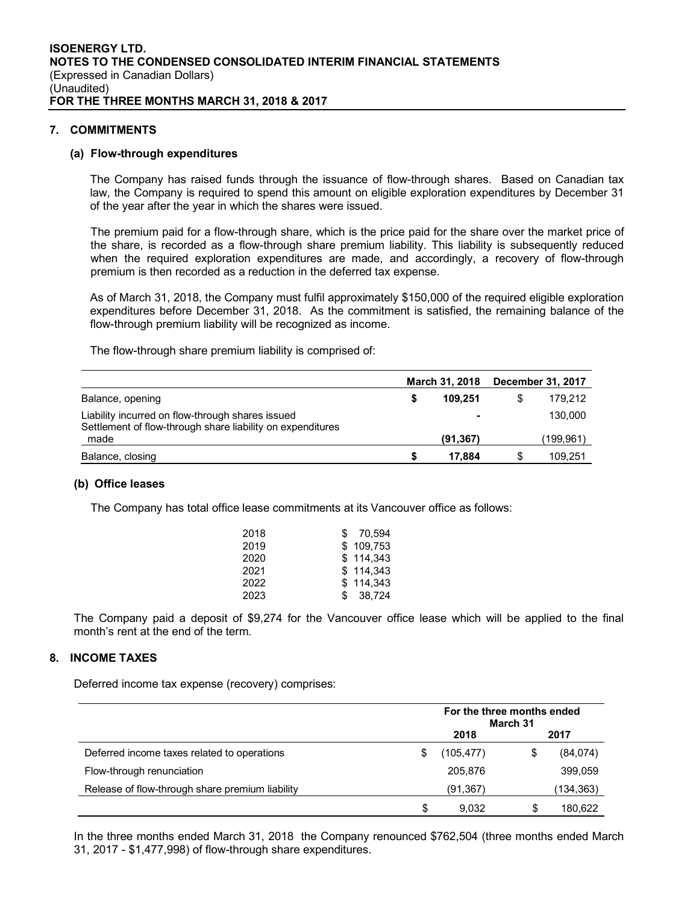## 7. COMMITMENTS

### (a) Flow-through expenditures

The Company has raised funds through the issuance of flow-through shares. Based on Canadian tax law, the Company is required to spend this amount on eligible exploration expenditures by December 31 of the year after the year in which the shares were issued.

The premium paid for a flow-through share, which is the price paid for the share over the market price of the share, is recorded as a flow-through share premium liability. This liability is subsequently reduced when the required exploration expenditures are made, and accordingly, a recovery of flow-through premium is then recorded as a reduction in the deferred tax expense.

As of March 31, 2018, the Company must fulfil approximately $150,000 of the required eligible exploration expenditures before December 31, 2018. As the commitment is satisfied, the remaining balance of the flow-through premium liability will be recognized as income.

The flow-through share premium liability is comprised of:

| | March 31, 2018 | December 31, 2017 |
|---|---|---|
| Balance, opening | $ 109,251 | $ 179,212 |
| Liability incurred on flow-through shares issued | - | 130,000 |
| Settlement of flow-through share liability on expenditures made | (91,367) | (199,961) |
| Balance, closing | $ 17,884 | $ 109,251 |

### (b) Office leases

The Company has total office lease commitments at its Vancouver office as follows:

| | |
|---|---|
| 2018 | $ 70,594 |
| 2019 | $ 109,753 |
| 2020 | $ 114,343 |
| 2021 | $ 114,343 |
| 2022 | $ 114,343 |
| 2023 | $ 38,724 |

The Company paid a deposit of $9,274 for the Vancouver office lease which will be applied to the final month's rent at the end of the term.

## 8. INCOME TAXES

Deferred income tax expense (recovery) comprises:

| | For the three months ended March 31 | |
|---|---|---|
| | 2018 | 2017 |
| Deferred income taxes related to operations | $ (105,477) | $ (84,074) |
| Flow-through renunciation | 205,876 | 399,059 |
| Release of flow-through share premium liability | (91,367) | (134,363) |
| | $ 9,032 | $ 180,622 |

In the three months ended March 31, 2018 the Company renounced $762,504 (three months ended March 31, 2017 - $1,477,998) of flow-through share expenditures.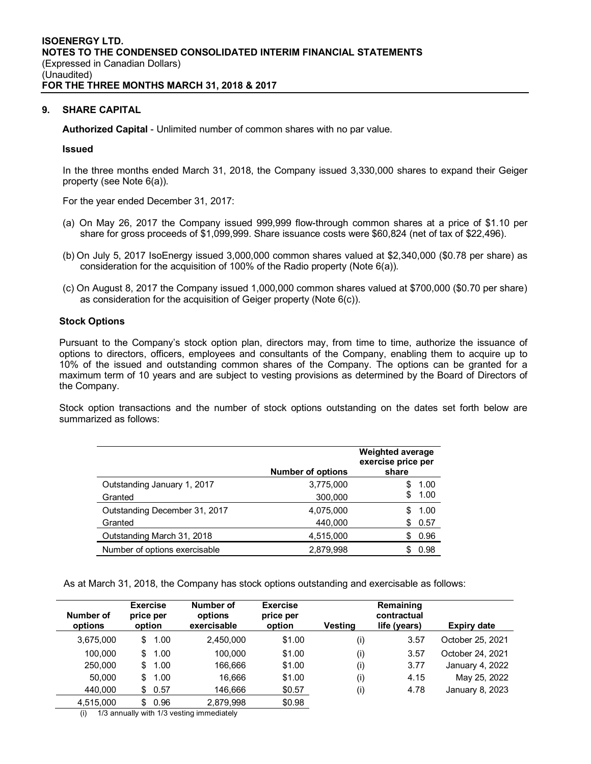## 9. SHARE CAPITAL

**Authorized Capital** - Unlimited number of common shares with no par value.

**Issued**

In the three months ended March 31, 2018, the Company issued 3,330,000 shares to expand their Geiger property (see Note 6(a)).

For the year ended December 31, 2017:

(a) On May 26, 2017 the Company issued 999,999 flow-through common shares at a price of $1.10 per share for gross proceeds of $1,099,999. Share issuance costs were $60,824 (net of tax of $22,496).

(b) On July 5, 2017 IsoEnergy issued 3,000,000 common shares valued at $2,340,000 ($0.78 per share) as consideration for the acquisition of 100% of the Radio property (Note 6(a)).

(c) On August 8, 2017 the Company issued 1,000,000 common shares valued at $700,000 ($0.70 per share) as consideration for the acquisition of Geiger property (Note 6(c)).

**Stock Options**

Pursuant to the Company's stock option plan, directors may, from time to time, authorize the issuance of options to directors, officers, employees and consultants of the Company, enabling them to acquire up to 10% of the issued and outstanding common shares of the Company. The options can be granted for a maximum term of 10 years and are subject to vesting provisions as determined by the Board of Directors of the Company.

Stock option transactions and the number of stock options outstanding on the dates set forth below are summarized as follows:

| | Number of options | Weighted average exercise price per share |
|---|---|---|
| Outstanding January 1, 2017 | 3,775,000 | $ 1.00 |
| Granted | 300,000 | $ 1.00 |
| Outstanding December 31, 2017 | 4,075,000 | $ 1.00 |
| Granted | 440,000 | $ 0.57 |
| Outstanding March 31, 2018 | 4,515,000 | $ 0.96 |
| Number of options exercisable | 2,879,998 | $ 0.98 |

As at March 31, 2018, the Company has stock options outstanding and exercisable as follows:

| Number of options | Exercise price per option | Number of options exercisable | Exercise price per option | Vesting | Remaining contractual life (years) | Expiry date |
|---|---|---|---|---|---|---|
| 3,675,000 | $ 1.00 | 2,450,000 | $1.00 | (i) | 3.57 | October 25, 2021 |
| 100,000 | $ 1.00 | 100,000 | $1.00 | (i) | 3.57 | October 24, 2021 |
| 250,000 | $ 1.00 | 166,666 | $1.00 | (i) | 3.77 | January 4, 2022 |
| 50,000 | $ 1.00 | 16,666 | $1.00 | (i) | 4.15 | May 25, 2022 |
| 440,000 | $ 0.57 | 146,666 | $0.57 | (i) | 4.78 | January 8, 2023 |
| 4,515,000 | $ 0.96 | 2,879,998 | $0.98 | | | |

(i) 1/3 annually with 1/3 vesting immediately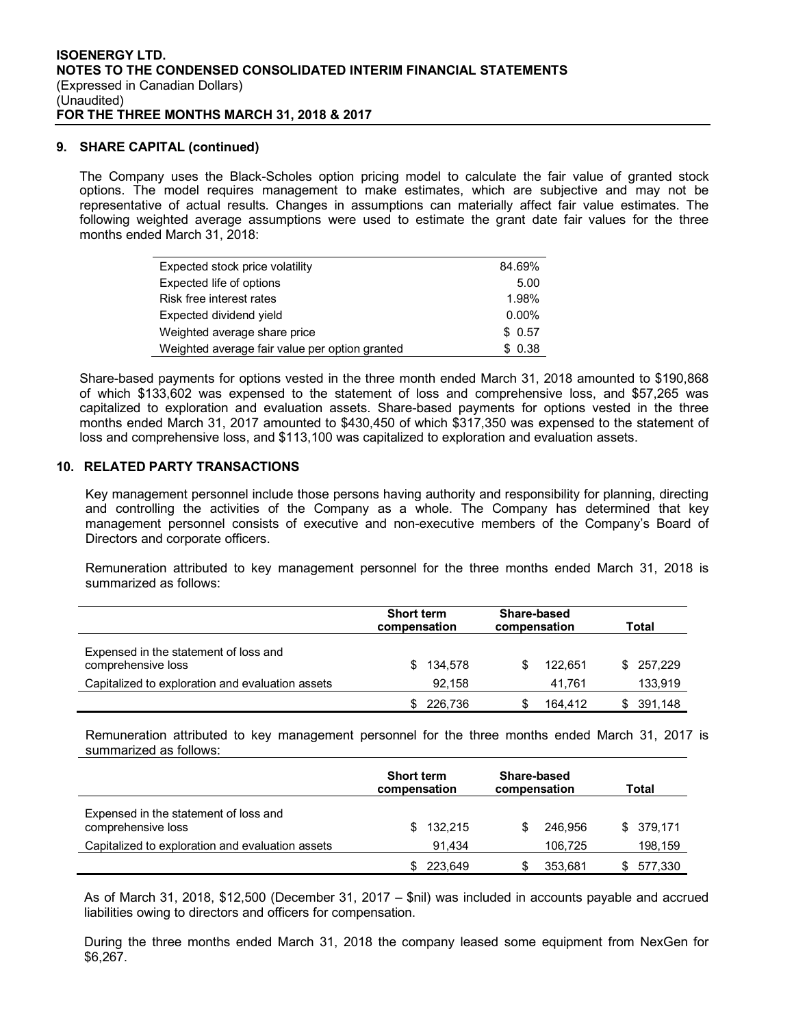## 9. SHARE CAPITAL (continued)

The Company uses the Black-Scholes option pricing model to calculate the fair value of granted stock options. The model requires management to make estimates, which are subjective and may not be representative of actual results. Changes in assumptions can materially affect fair value estimates. The following weighted average assumptions were used to estimate the grant date fair values for the three months ended March 31, 2018:

| | |
|---|---|
| Expected stock price volatility | 84.69% |
| Expected life of options | 5.00 |
| Risk free interest rates | 1.98% |
| Expected dividend yield | 0.00% |
| Weighted average share price | $ 0.57 |
| Weighted average fair value per option granted | $ 0.38 |

Share-based payments for options vested in the three month ended March 31, 2018 amounted to $190,868 of which $133,602 was expensed to the statement of loss and comprehensive loss, and $57,265 was capitalized to exploration and evaluation assets. Share-based payments for options vested in the three months ended March 31, 2017 amounted to $430,450 of which $317,350 was expensed to the statement of loss and comprehensive loss, and $113,100 was capitalized to exploration and evaluation assets.

## 10. RELATED PARTY TRANSACTIONS

Key management personnel include those persons having authority and responsibility for planning, directing and controlling the activities of the Company as a whole. The Company has determined that key management personnel consists of executive and non-executive members of the Company's Board of Directors and corporate officers.

Remuneration attributed to key management personnel for the three months ended March 31, 2018 is summarized as follows:

| | Short term compensation | Share-based compensation | Total |
|---|---|---|---|
| Expensed in the statement of loss and comprehensive loss | $ 134,578 | $ 122,651 | $ 257,229 |
| Capitalized to exploration and evaluation assets | 92,158 | 41,761 | 133,919 |
| | $ 226,736 | $ 164,412 | $ 391,148 |

Remuneration attributed to key management personnel for the three months ended March 31, 2017 is summarized as follows:

| | Short term compensation | Share-based compensation | Total |
|---|---|---|---|
| Expensed in the statement of loss and comprehensive loss | $ 132,215 | $ 246,956 | $ 379,171 |
| Capitalized to exploration and evaluation assets | 91,434 | 106,725 | 198,159 |
| | $ 223,649 | $ 353,681 | $ 577,330 |

As of March 31, 2018, $12,500 (December 31, 2017 – $nil) was included in accounts payable and accrued liabilities owing to directors and officers for compensation.

During the three months ended March 31, 2018 the company leased some equipment from NexGen for $6,267.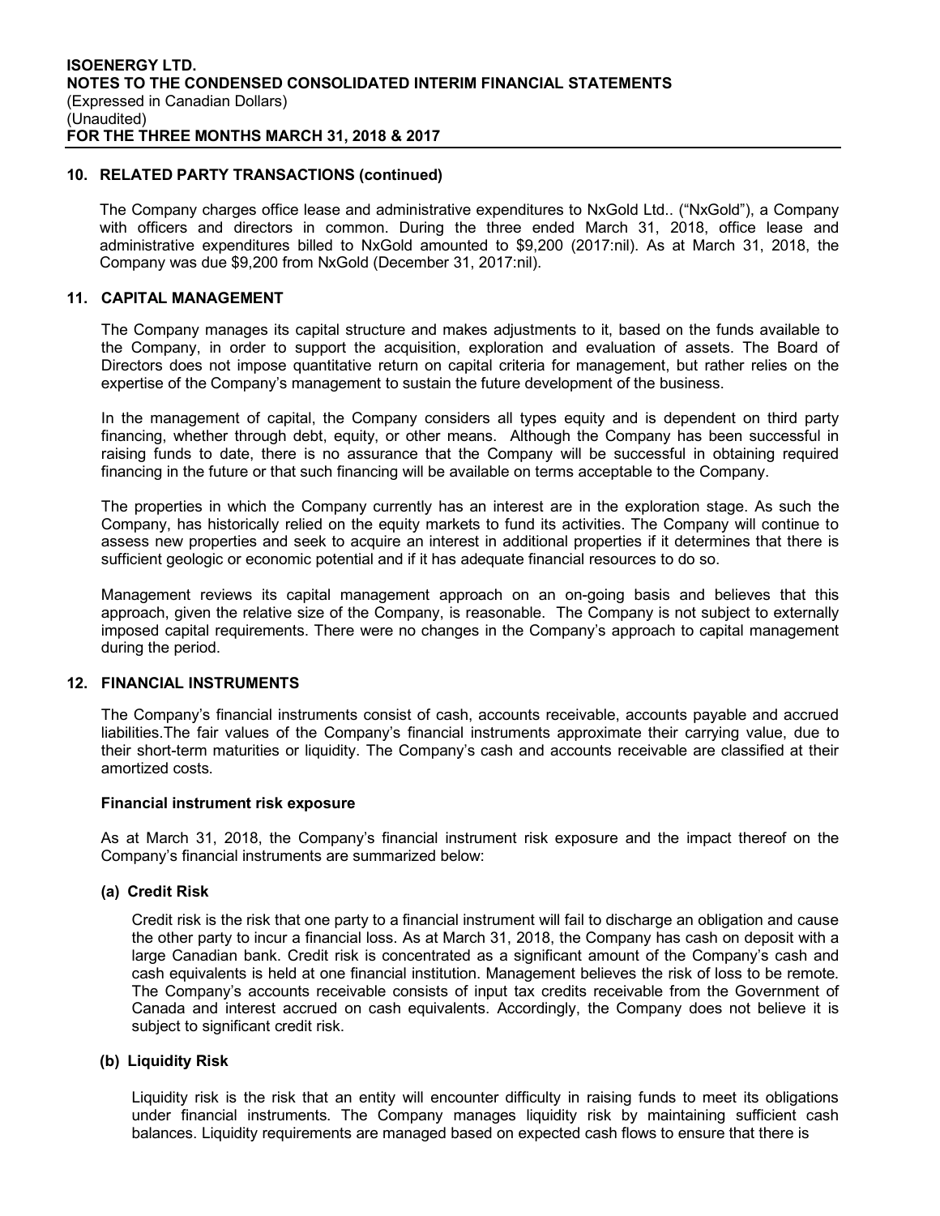## 10. RELATED PARTY TRANSACTIONS (continued)

The Company charges office lease and administrative expenditures to NxGold Ltd.. ("NxGold"), a Company with officers and directors in common. During the three ended March 31, 2018, office lease and administrative expenditures billed to NxGold amounted to $9,200 (2017:nil). As at March 31, 2018, the Company was due $9,200 from NxGold (December 31, 2017:nil).

## 11. CAPITAL MANAGEMENT

The Company manages its capital structure and makes adjustments to it, based on the funds available to the Company, in order to support the acquisition, exploration and evaluation of assets. The Board of Directors does not impose quantitative return on capital criteria for management, but rather relies on the expertise of the Company's management to sustain the future development of the business.

In the management of capital, the Company considers all types equity and is dependent on third party financing, whether through debt, equity, or other means. Although the Company has been successful in raising funds to date, there is no assurance that the Company will be successful in obtaining required financing in the future or that such financing will be available on terms acceptable to the Company.

The properties in which the Company currently has an interest are in the exploration stage. As such the Company, has historically relied on the equity markets to fund its activities. The Company will continue to assess new properties and seek to acquire an interest in additional properties if it determines that there is sufficient geologic or economic potential and if it has adequate financial resources to do so.

Management reviews its capital management approach on an on-going basis and believes that this approach, given the relative size of the Company, is reasonable. The Company is not subject to externally imposed capital requirements. There were no changes in the Company's approach to capital management during the period.

## 12. FINANCIAL INSTRUMENTS

The Company's financial instruments consist of cash, accounts receivable, accounts payable and accrued liabilities.The fair values of the Company's financial instruments approximate their carrying value, due to their short-term maturities or liquidity. The Company's cash and accounts receivable are classified at their amortized costs.

**Financial instrument risk exposure**

As at March 31, 2018, the Company's financial instrument risk exposure and the impact thereof on the Company's financial instruments are summarized below:

**(a) Credit Risk**

Credit risk is the risk that one party to a financial instrument will fail to discharge an obligation and cause the other party to incur a financial loss. As at March 31, 2018, the Company has cash on deposit with a large Canadian bank. Credit risk is concentrated as a significant amount of the Company's cash and cash equivalents is held at one financial institution. Management believes the risk of loss to be remote. The Company's accounts receivable consists of input tax credits receivable from the Government of Canada and interest accrued on cash equivalents. Accordingly, the Company does not believe it is subject to significant credit risk.

**(b) Liquidity Risk**

Liquidity risk is the risk that an entity will encounter difficulty in raising funds to meet its obligations under financial instruments. The Company manages liquidity risk by maintaining sufficient cash balances. Liquidity requirements are managed based on expected cash flows to ensure that there is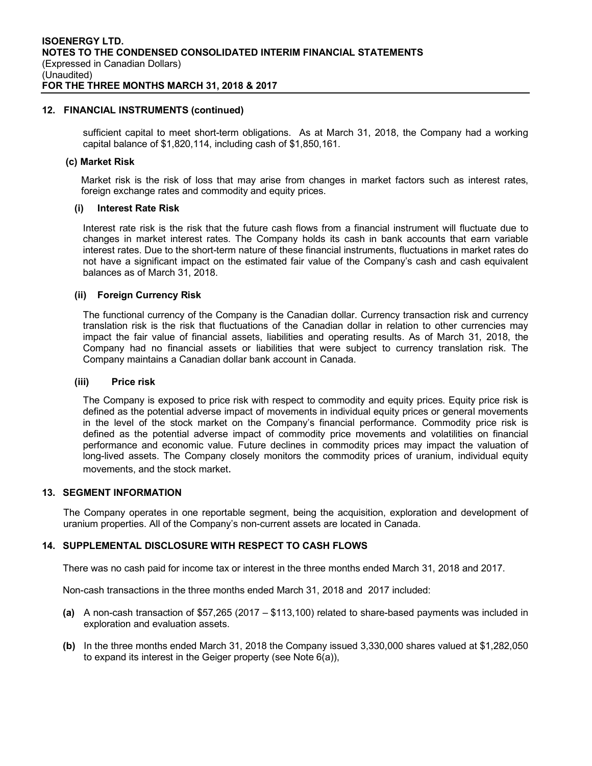## 12. FINANCIAL INSTRUMENTS (continued)

sufficient capital to meet short-term obligations. As at March 31, 2018, the Company had a working capital balance of $1,820,114, including cash of $1,850,161.

### (c) Market Risk

Market risk is the risk of loss that may arise from changes in market factors such as interest rates, foreign exchange rates and commodity and equity prices.

#### (i) Interest Rate Risk

Interest rate risk is the risk that the future cash flows from a financial instrument will fluctuate due to changes in market interest rates. The Company holds its cash in bank accounts that earn variable interest rates. Due to the short-term nature of these financial instruments, fluctuations in market rates do not have a significant impact on the estimated fair value of the Company's cash and cash equivalent balances as of March 31, 2018.

#### (ii) Foreign Currency Risk

The functional currency of the Company is the Canadian dollar. Currency transaction risk and currency translation risk is the risk that fluctuations of the Canadian dollar in relation to other currencies may impact the fair value of financial assets, liabilities and operating results. As of March 31, 2018, the Company had no financial assets or liabilities that were subject to currency translation risk. The Company maintains a Canadian dollar bank account in Canada.

#### (iii) Price risk

The Company is exposed to price risk with respect to commodity and equity prices. Equity price risk is defined as the potential adverse impact of movements in individual equity prices or general movements in the level of the stock market on the Company's financial performance. Commodity price risk is defined as the potential adverse impact of commodity price movements and volatilities on financial performance and economic value. Future declines in commodity prices may impact the valuation of long-lived assets. The Company closely monitors the commodity prices of uranium, individual equity movements, and the stock market.

## 13. SEGMENT INFORMATION

The Company operates in one reportable segment, being the acquisition, exploration and development of uranium properties. All of the Company's non-current assets are located in Canada.

## 14. SUPPLEMENTAL DISCLOSURE WITH RESPECT TO CASH FLOWS

There was no cash paid for income tax or interest in the three months ended March 31, 2018 and 2017.

Non-cash transactions in the three months ended March 31, 2018 and 2017 included:

**(a)** A non-cash transaction of $57,265 (2017 – $113,100) related to share-based payments was included in exploration and evaluation assets.

**(b)** In the three months ended March 31, 2018 the Company issued 3,330,000 shares valued at $1,282,050 to expand its interest in the Geiger property (see Note 6(a)),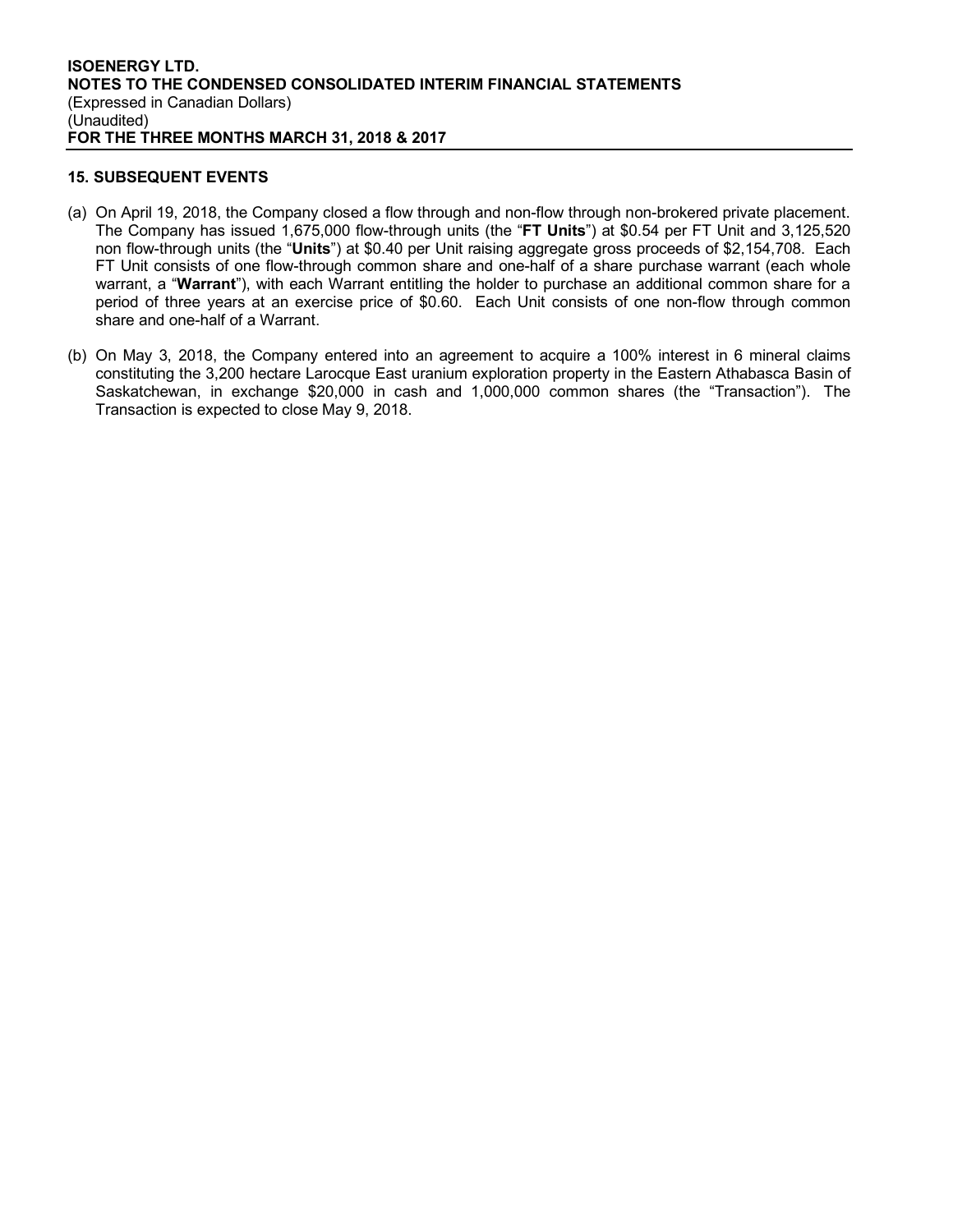## 15. SUBSEQUENT EVENTS

(a) On April 19, 2018, the Company closed a flow through and non-flow through non-brokered private placement. The Company has issued 1,675,000 flow-through units (the "**FT Units**") at $0.54 per FT Unit and 3,125,520 non flow-through units (the "**Units**") at $0.40 per Unit raising aggregate gross proceeds of $2,154,708. Each FT Unit consists of one flow-through common share and one-half of a share purchase warrant (each whole warrant, a "**Warrant**"), with each Warrant entitling the holder to purchase an additional common share for a period of three years at an exercise price of $0.60. Each Unit consists of one non-flow through common share and one-half of a Warrant.

(b) On May 3, 2018, the Company entered into an agreement to acquire a 100% interest in 6 mineral claims constituting the 3,200 hectare Larocque East uranium exploration property in the Eastern Athabasca Basin of Saskatchewan, in exchange $20,000 in cash and 1,000,000 common shares (the "Transaction"). The Transaction is expected to close May 9, 2018.